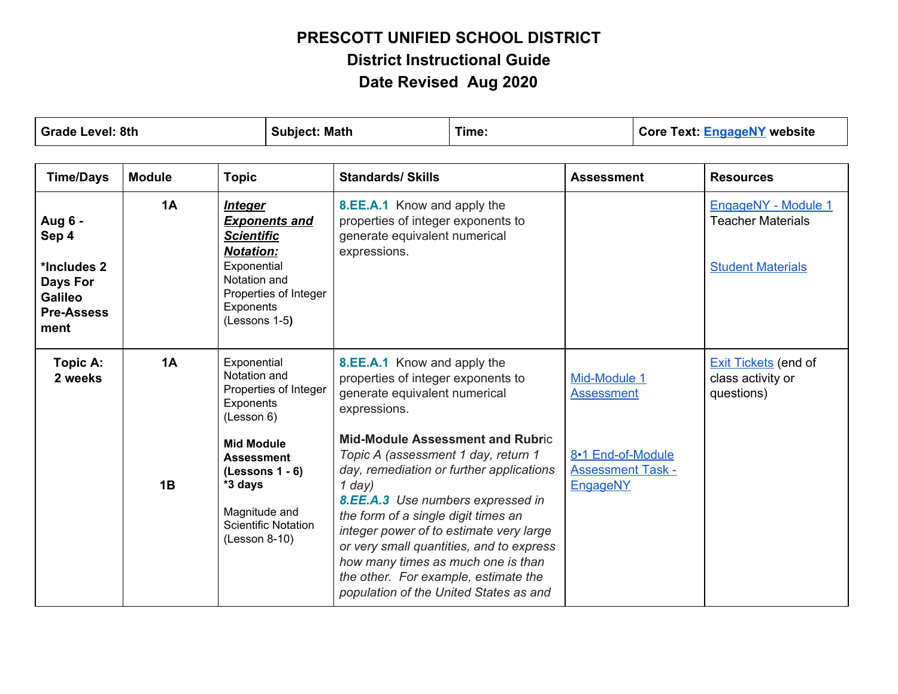# PRESCOTT UNIFIED SCHOOL DISTRICT
## District Instructional Guide
## Date Revised Aug 2020

| Grade Level: 8th | Subject: Math | Time: | Core Text: EngageNY website |
|---|---|---|---|

| Time/Days | Module | Topic | Standards/ Skills | Assessment | Resources |
|---|---|---|---|---|---|
| **Aug 6 - Sep 4**<br><br>**\*Includes 2 Days For Galileo Pre-Assessment** | **1A** | ***Integer Exponents and Scientific Notation:*** Exponential Notation and Properties of Integer Exponents (Lessons 1-5) | **8.EE.A.1** Know and apply the properties of integer exponents to generate equivalent numerical expressions. | | EngageNY - Module 1 Teacher Materials<br><br>Student Materials |
| **Topic A: 2 weeks** | **1A**<br><br><br><br><br>**1B** | Exponential Notation and Properties of Integer Exponents (Lesson 6)<br><br>**Mid Module Assessment (Lessons 1 - 6) \*3 days**<br><br>Magnitude and Scientific Notation (Lesson 8-10) | **8.EE.A.1** Know and apply the properties of integer exponents to generate equivalent numerical expressions.<br><br>**Mid-Module Assessment and Rubric**<br>*Topic A (assessment 1 day, return 1 day, remediation or further applications 1 day)*<br>***8.EE.A.3*** *Use numbers expressed in the form of a single digit times an integer power of to estimate very large or very small quantities, and to express how many times as much one is than the other. For example, estimate the population of the United States as and* | Mid-Module 1 Assessment<br><br>8•1 End-of-Module Assessment Task - EngageNY | Exit Tickets (end of class activity or questions) |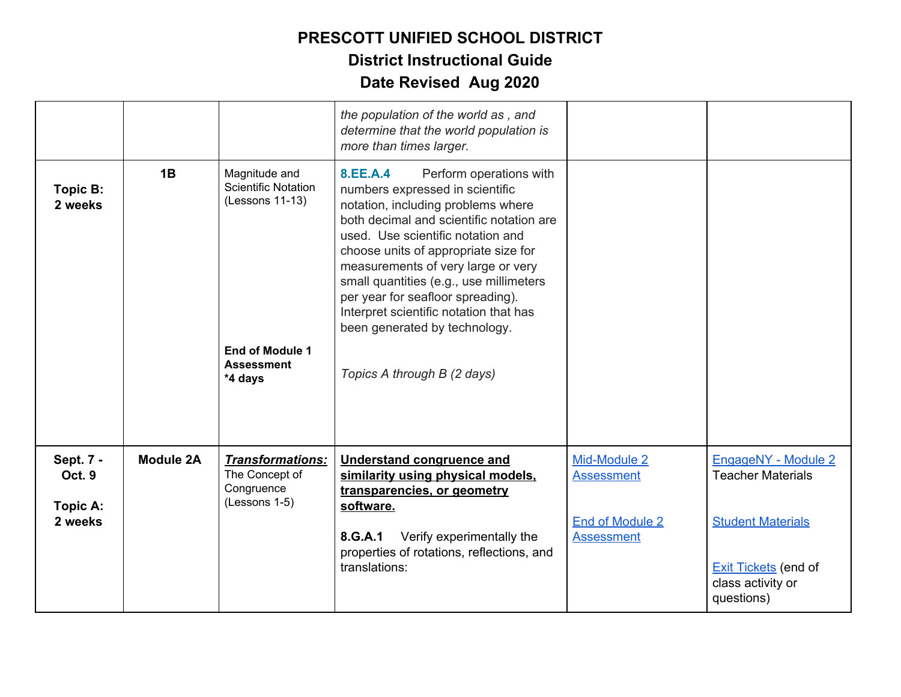# PRESCOTT UNIFIED SCHOOL DISTRICT
## District Instructional Guide
## Date Revised Aug 2020

| | | | | | |
|---|---|---|---|---|---|
| | | | *the population of the world as , and determine that the world population is more than times larger.* | | |
| **Topic B: 2 weeks** | **1B** | Magnitude and Scientific Notation (Lessons 11-13)<br><br>**End of Module 1 Assessment *4 days** | **8.EE.A.4** Perform operations with numbers expressed in scientific notation, including problems where both decimal and scientific notation are used. Use scientific notation and choose units of appropriate size for measurements of very large or very small quantities (e.g., use millimeters per year for seafloor spreading). Interpret scientific notation that has been generated by technology.<br><br>*Topics A through B (2 days)* | | |
| **Sept. 7 - Oct. 9**<br><br>**Topic A: 2 weeks** | **Module 2A** | ***Transformations:*** The Concept of Congruence (Lessons 1-5) | **Understand congruence and similarity using physical models, transparencies, or geometry software.**<br><br>**8.G.A.1** Verify experimentally the properties of rotations, reflections, and translations: | Mid-Module 2 Assessment<br><br>End of Module 2 Assessment | EngageNY - Module 2 Teacher Materials<br><br>Student Materials<br><br>Exit Tickets (end of class activity or questions) |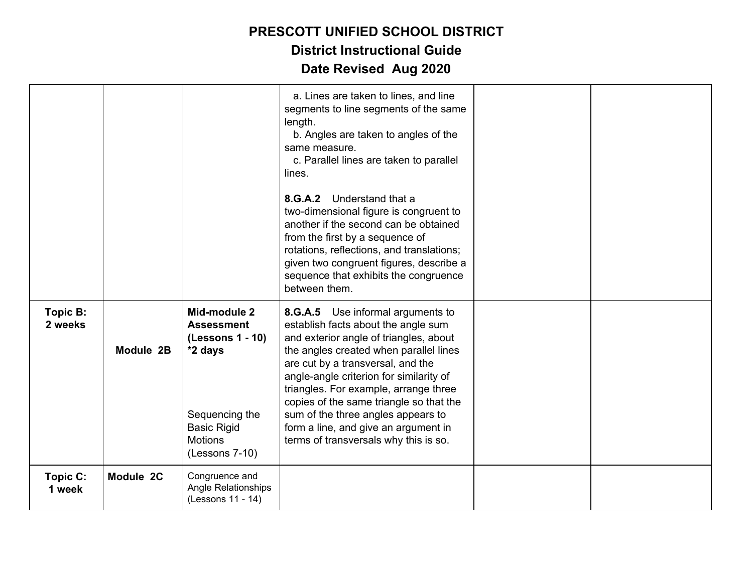| | | | | | |
|---|---|---|---|---|---|
| | | | a. Lines are taken to lines, and line segments to line segments of the same length.<br>b. Angles are taken to angles of the same measure.<br>c. Parallel lines are taken to parallel lines.<br><br>**8.G.A.2** Understand that a two-dimensional figure is congruent to another if the second can be obtained from the first by a sequence of rotations, reflections, and translations; given two congruent figures, describe a sequence that exhibits the congruence between them. | | |
| **Topic B: 2 weeks** | **Module 2B** | **Mid-module 2 Assessment (Lessons 1 - 10) *2 days**<br><br>Sequencing the Basic Rigid Motions (Lessons 7-10) | **8.G.A.5** Use informal arguments to establish facts about the angle sum and exterior angle of triangles, about the angles created when parallel lines are cut by a transversal, and the angle-angle criterion for similarity of triangles. For example, arrange three copies of the same triangle so that the sum of the three angles appears to form a line, and give an argument in terms of transversals why this is so. | | |
| **Topic C: 1 week** | **Module 2C** | Congruence and Angle Relationships (Lessons 11 - 14) | | | |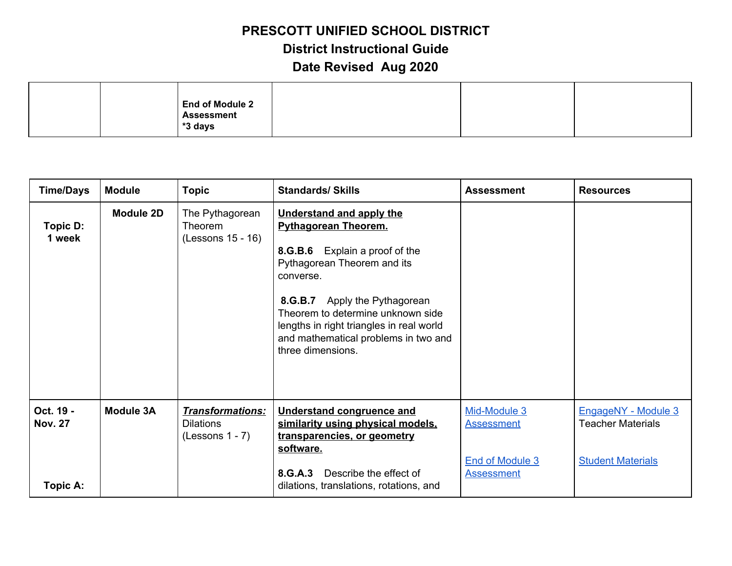# PRESCOTT UNIFIED SCHOOL DISTRICT

## District Instructional Guide

## Date Revised Aug 2020

| | | | | | |
|---|---|---|---|---|---|
| | | **End of Module 2 Assessment *3 days** | | | |

| Time/Days | Module | Topic | Standards/ Skills | Assessment | Resources |
|---|---|---|---|---|---|
| **Topic D: 1 week** | **Module 2D** | The Pythagorean Theorem (Lessons 15 - 16) | **Understand and apply the Pythagorean Theorem.**<br><br>**8.G.B.6** Explain a proof of the Pythagorean Theorem and its converse.<br><br>**8.G.B.7** Apply the Pythagorean Theorem to determine unknown side lengths in right triangles in real world and mathematical problems in two and three dimensions. | | |
| **Oct. 19 - Nov. 27**<br><br>**Topic A:** | **Module 3A** | ***Transformations:*** Dilations (Lessons 1 - 7) | **Understand congruence and similarity using physical models, transparencies, or geometry software.**<br><br>**8.G.A.3** Describe the effect of dilations, translations, rotations, and | Mid-Module 3 Assessment<br><br>End of Module 3 Assessment | EngageNY - Module 3 Teacher Materials<br><br>Student Materials |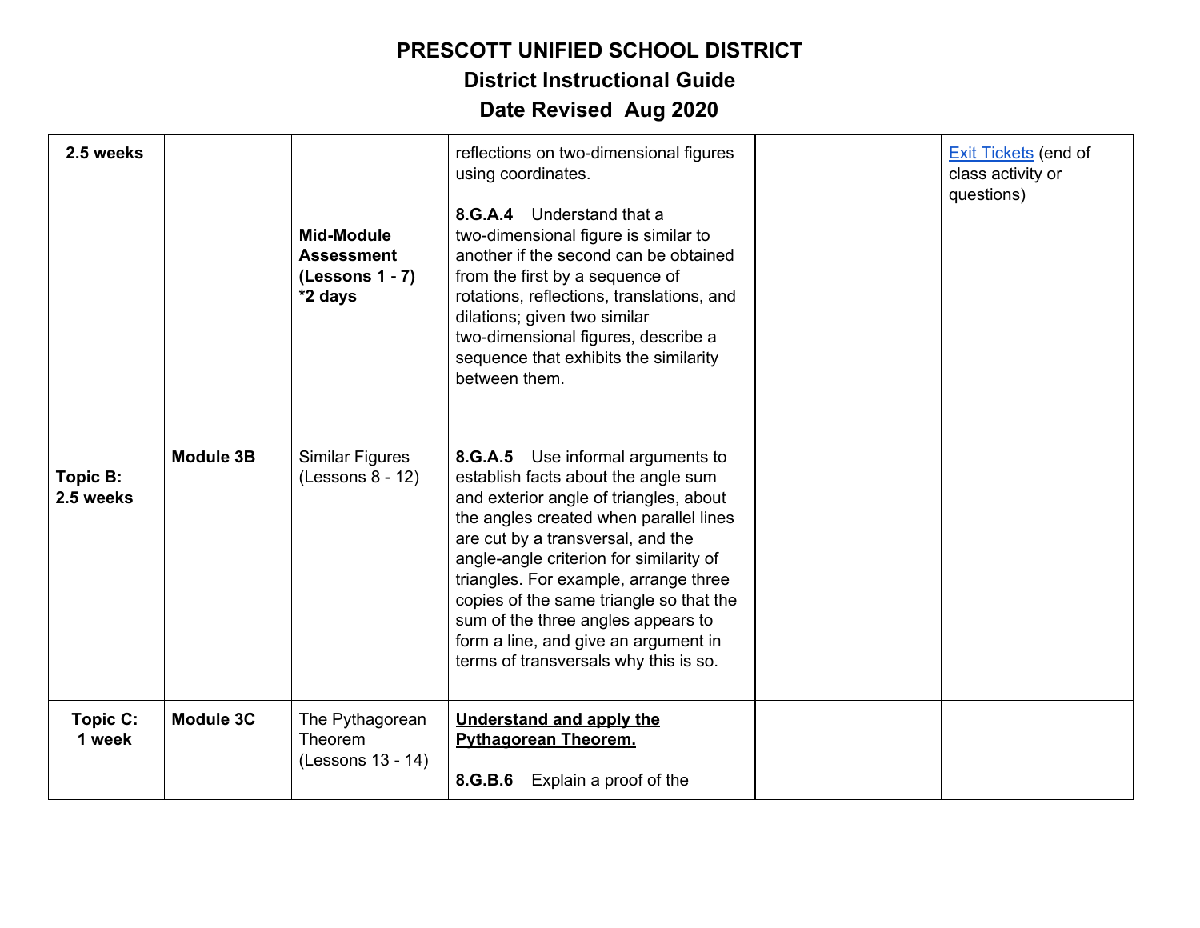# PRESCOTT UNIFIED SCHOOL DISTRICT
## District Instructional Guide
## Date Revised Aug 2020

| | | | | | |
|---|---|---|---|---|---|
| **2.5 weeks** | | **Mid-Module Assessment (Lessons 1 - 7) *2 days** | reflections on two-dimensional figures using coordinates.<br><br>**8.G.A.4** Understand that a two-dimensional figure is similar to another if the second can be obtained from the first by a sequence of rotations, reflections, translations, and dilations; given two similar two-dimensional figures, describe a sequence that exhibits the similarity between them. | | Exit Tickets (end of class activity or questions) |
| **Topic B: 2.5 weeks** | **Module 3B** | Similar Figures (Lessons 8 - 12) | **8.G.A.5** Use informal arguments to establish facts about the angle sum and exterior angle of triangles, about the angles created when parallel lines are cut by a transversal, and the angle-angle criterion for similarity of triangles. For example, arrange three copies of the same triangle so that the sum of the three angles appears to form a line, and give an argument in terms of transversals why this is so. | | |
| **Topic C: 1 week** | **Module 3C** | The Pythagorean Theorem (Lessons 13 - 14) | **Understand and apply the Pythagorean Theorem.**<br><br>**8.G.B.6** Explain a proof of the | | |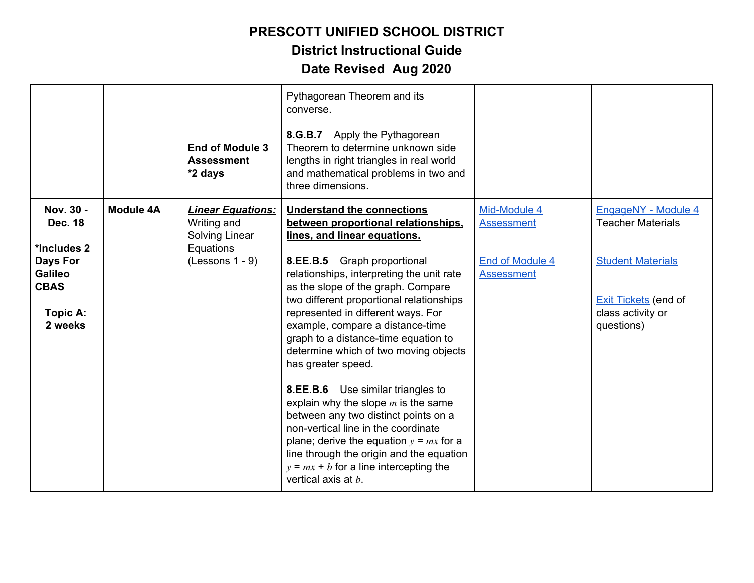# PRESCOTT UNIFIED SCHOOL DISTRICT

## District Instructional Guide

## Date Revised Aug 2020

| | | | | | |
|---|---|---|---|---|---|
| | | **End of Module 3 Assessment** **\*2 days** | Pythagorean Theorem and its converse.<br><br>**8.G.B.7** Apply the Pythagorean Theorem to determine unknown side lengths in right triangles in real world and mathematical problems in two and three dimensions. | | |
| **Nov. 30 - Dec. 18**<br><br>**\*Includes 2 Days For Galileo CBAS**<br><br>**Topic A: 2 weeks** | **Module 4A** | ***Linear Equations:*** Writing and Solving Linear Equations (Lessons 1 - 9) | **Understand the connections between proportional relationships, lines, and linear equations.**<br><br>**8.EE.B.5** Graph proportional relationships, interpreting the unit rate as the slope of the graph. Compare two different proportional relationships represented in different ways. For example, compare a distance-time graph to a distance-time equation to determine which of two moving objects has greater speed.<br><br>**8.EE.B.6** Use similar triangles to explain why the slope $m$ is the same between any two distinct points on a non-vertical line in the coordinate plane; derive the equation $y = mx$ for a line through the origin and the equation $y = mx + b$ for a line intercepting the vertical axis at $b$. | Mid-Module 4 Assessment<br><br>End of Module 4 Assessment | EngageNY - Module 4 Teacher Materials<br><br>Student Materials<br><br>Exit Tickets (end of class activity or questions) |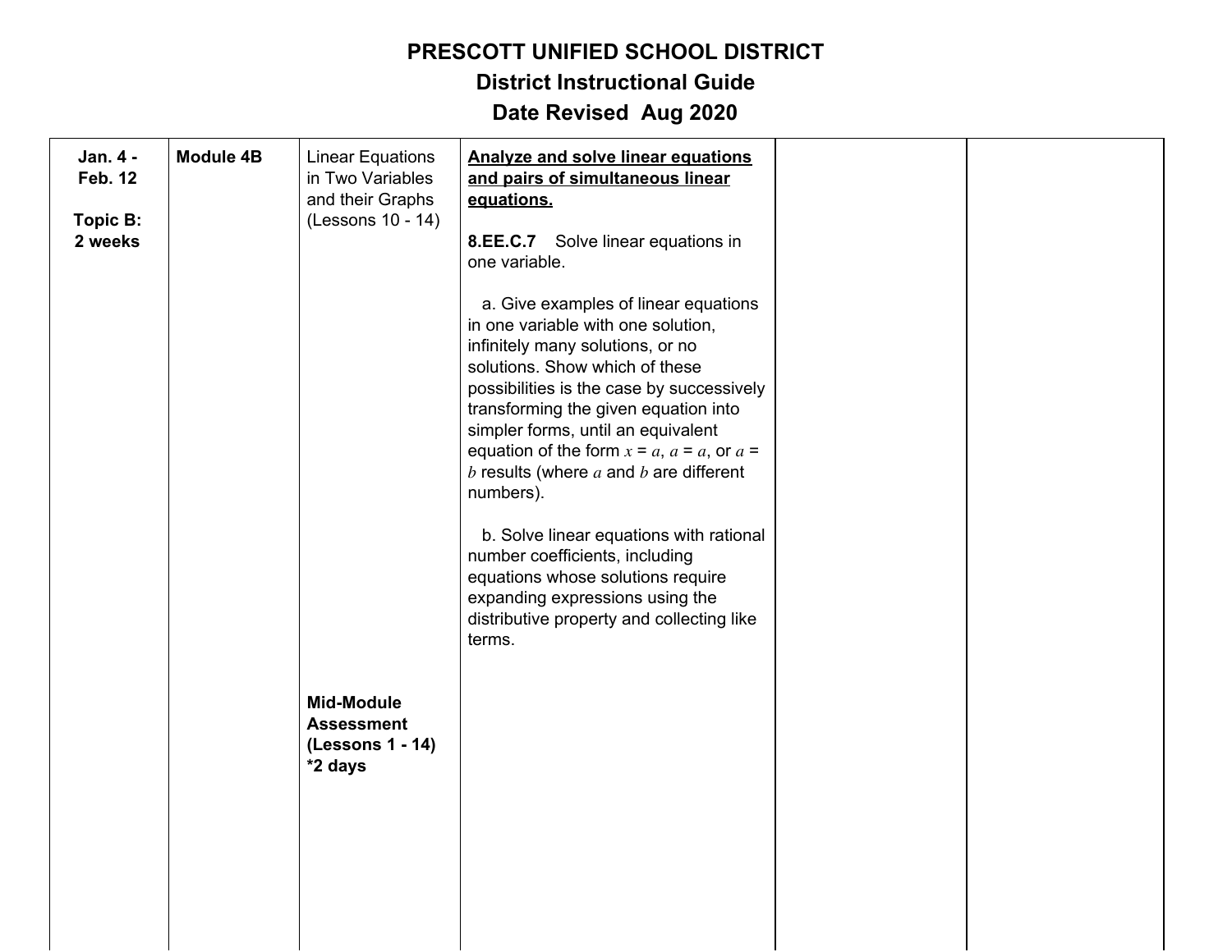# PRESCOTT UNIFIED SCHOOL DISTRICT

## District Instructional Guide

## Date Revised Aug 2020

| | | | | | |
|---|---|---|---|---|---|
| **Jan. 4 - Feb. 12**<br><br>**Topic B: 2 weeks** | **Module 4B** | Linear Equations in Two Variables and their Graphs (Lessons 10 - 14)<br><br>**Mid-Module Assessment (Lessons 1 - 14) *2 days** | **Analyze and solve linear equations and pairs of simultaneous linear equations.**<br><br>**8.EE.C.7** Solve linear equations in one variable.<br><br>a. Give examples of linear equations in one variable with one solution, infinitely many solutions, or no solutions. Show which of these possibilities is the case by successively transforming the given equation into simpler forms, until an equivalent equation of the form $x = a$, $a = a$, or $a = b$ results (where $a$ and $b$ are different numbers).<br><br>b. Solve linear equations with rational number coefficients, including equations whose solutions require expanding expressions using the distributive property and collecting like terms. | | |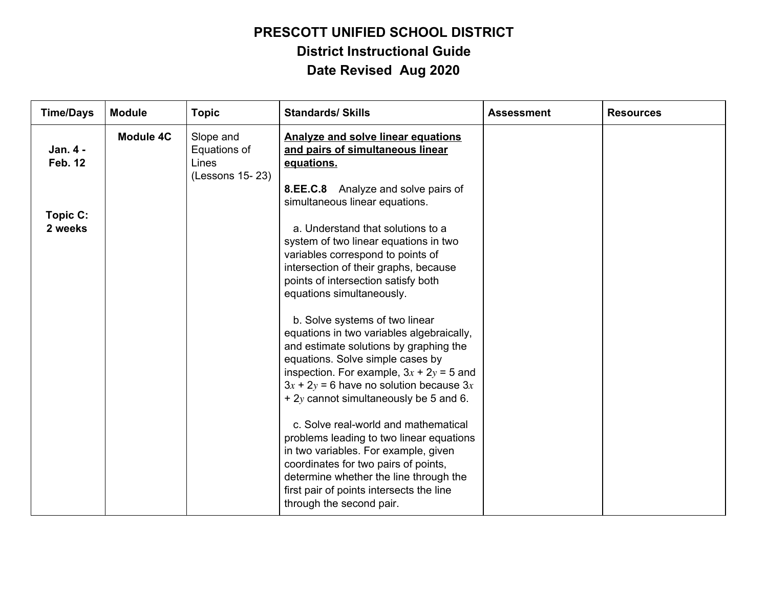# PRESCOTT UNIFIED SCHOOL DISTRICT

## District Instructional Guide

## Date Revised Aug 2020

| Time/Days | Module | Topic | Standards/ Skills | Assessment | Resources |
|---|---|---|---|---|---|
| **Jan. 4 - Feb. 12**<br><br>**Topic C: 2 weeks** | **Module 4C** | Slope and Equations of Lines (Lessons 15- 23) | **Analyze and solve linear equations and pairs of simultaneous linear equations.**<br><br>**8.EE.C.8** Analyze and solve pairs of simultaneous linear equations.<br><br>a. Understand that solutions to a system of two linear equations in two variables correspond to points of intersection of their graphs, because points of intersection satisfy both equations simultaneously.<br><br>b. Solve systems of two linear equations in two variables algebraically, and estimate solutions by graphing the equations. Solve simple cases by inspection. For example, $3x + 2y = 5$ and $3x + 2y = 6$ have no solution because $3x + 2y$ cannot simultaneously be 5 and 6.<br><br>c. Solve real-world and mathematical problems leading to two linear equations in two variables. For example, given coordinates for two pairs of points, determine whether the line through the first pair of points intersects the line through the second pair. | | |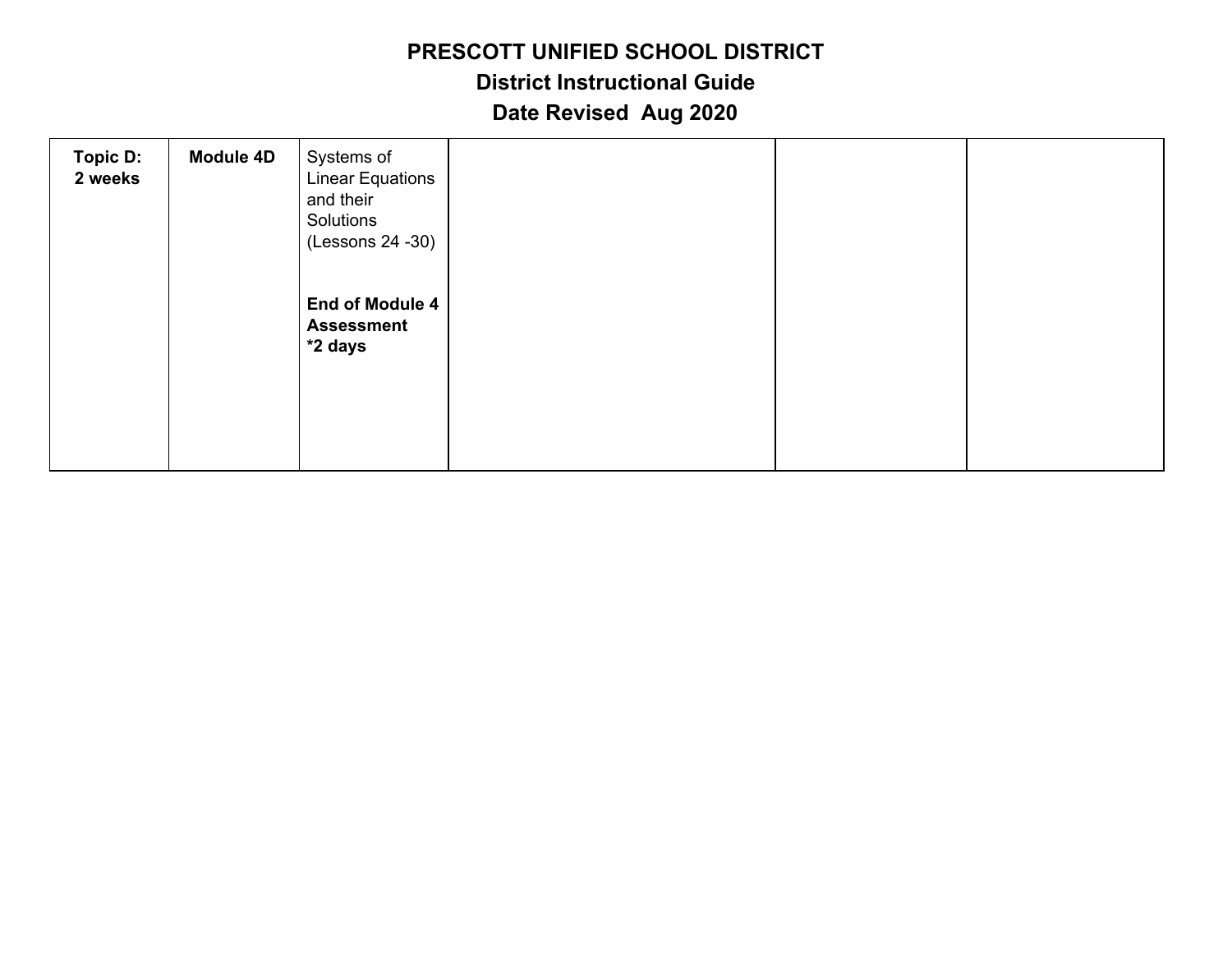# PRESCOTT UNIFIED SCHOOL DISTRICT

## District Instructional Guide

## Date Revised Aug 2020

| | | | | | |
|---|---|---|---|---|---|
| **Topic D: 2 weeks** | **Module 4D** | Systems of Linear Equations and their Solutions (Lessons 24 -30)<br><br>**End of Module 4 Assessment *2 days** | | | |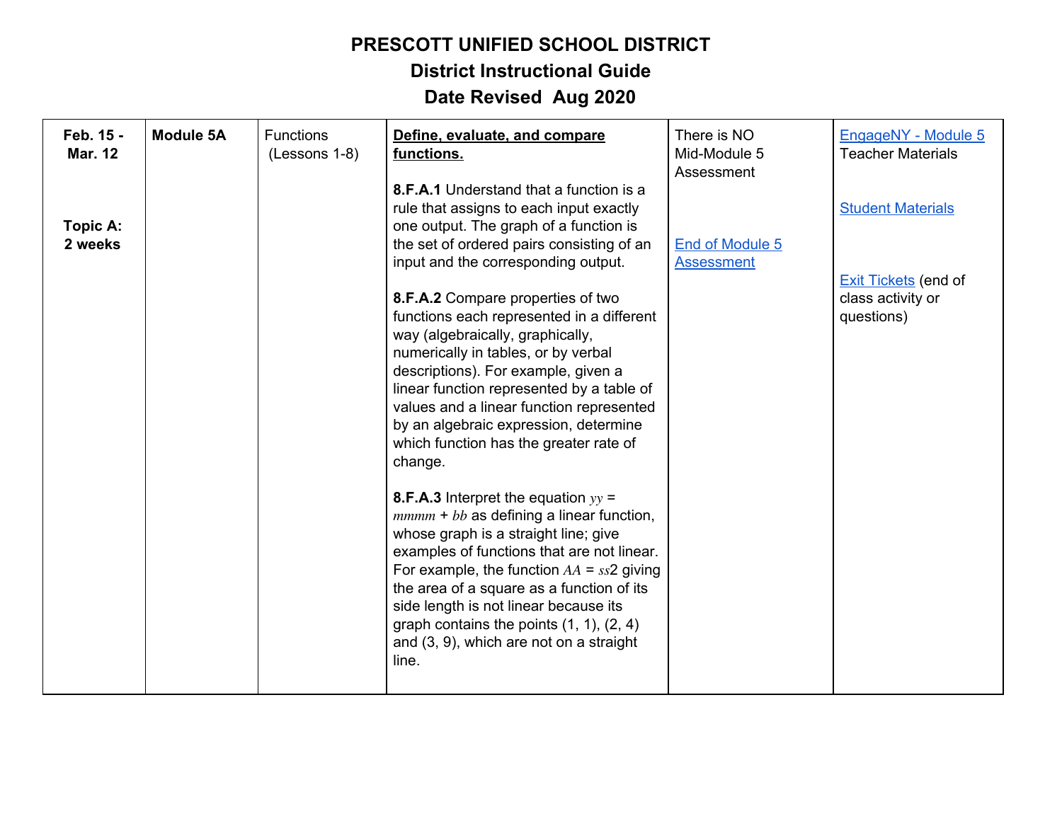# PRESCOTT UNIFIED SCHOOL DISTRICT
## District Instructional Guide
## Date Revised Aug 2020

| | | | | | |
|---|---|---|---|---|---|
| **Feb. 15 - Mar. 12**<br><br>**Topic A: 2 weeks** | **Module 5A** | Functions (Lessons 1-8) | **Define, evaluate, and compare functions.**<br><br>**8.F.A.1** Understand that a function is a rule that assigns to each input exactly one output. The graph of a function is the set of ordered pairs consisting of an input and the corresponding output.<br><br>**8.F.A.2** Compare properties of two functions each represented in a different way (algebraically, graphically, numerically in tables, or by verbal descriptions). For example, given a linear function represented by a table of values and a linear function represented by an algebraic expression, determine which function has the greater rate of change.<br><br>**8.F.A.3** Interpret the equation $yy$ = $mmmm$ + $bb$ as defining a linear function, whose graph is a straight line; give examples of functions that are not linear. For example, the function $AA$ = $ss$2 giving the area of a square as a function of its side length is not linear because its graph contains the points (1, 1), (2, 4) and (3, 9), which are not on a straight line. | There is NO Mid-Module 5 Assessment<br><br>End of Module 5 Assessment | EngageNY - Module 5 Teacher Materials<br><br>Student Materials<br><br>Exit Tickets (end of class activity or questions) |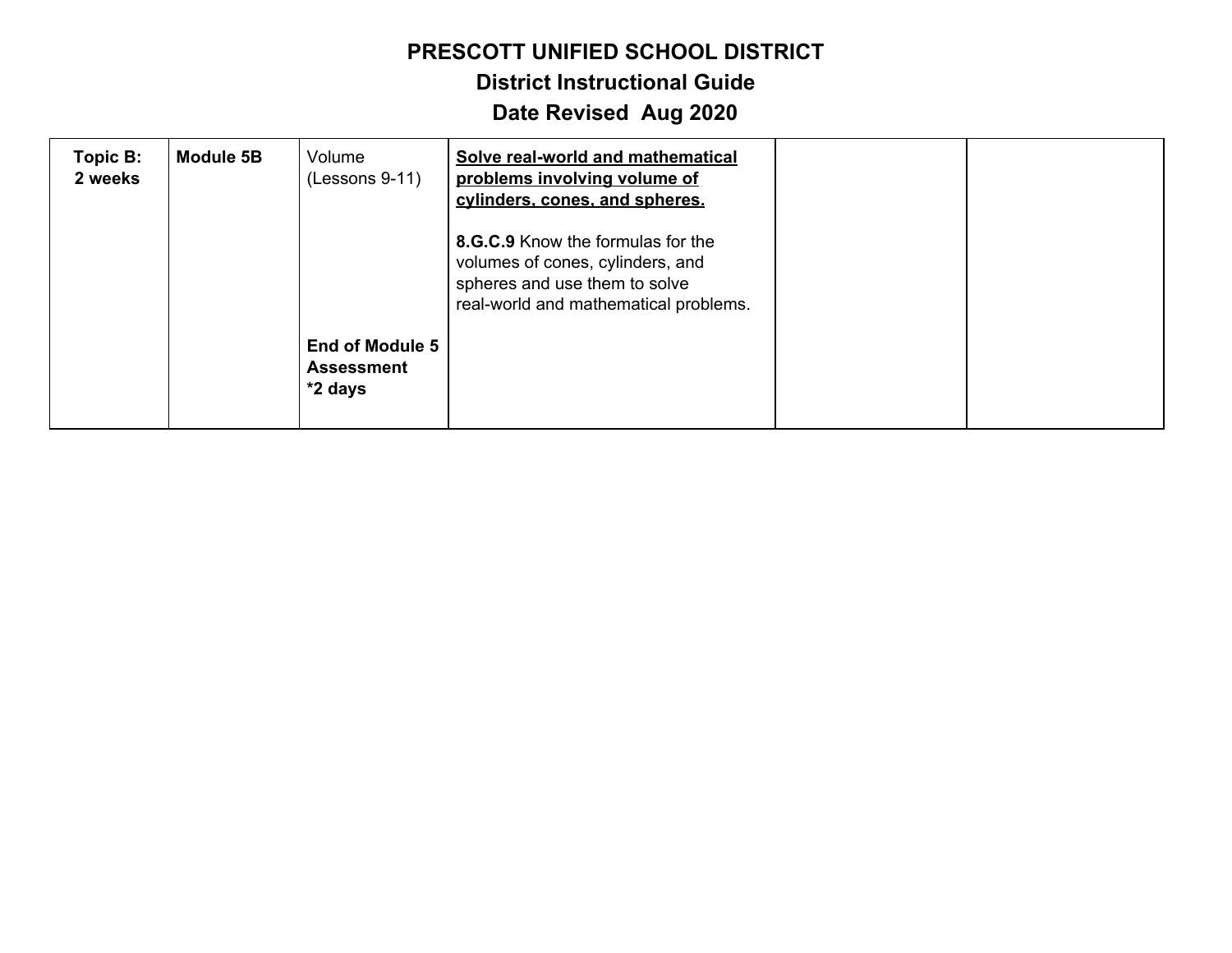# PRESCOTT UNIFIED SCHOOL DISTRICT

## District Instructional Guide

## Date Revised  Aug 2020

| | | | | | |
|---|---|---|---|---|---|
| **Topic B: 2 weeks** | **Module 5B** | Volume (Lessons 9-11)<br><br>**End of Module 5 Assessment *2 days** | **<u>Solve real-world and mathematical problems involving volume of cylinders, cones, and spheres.</u>**<br><br>**8.G.C.9** Know the formulas for the volumes of cones, cylinders, and spheres and use them to solve real-world and mathematical problems. | | |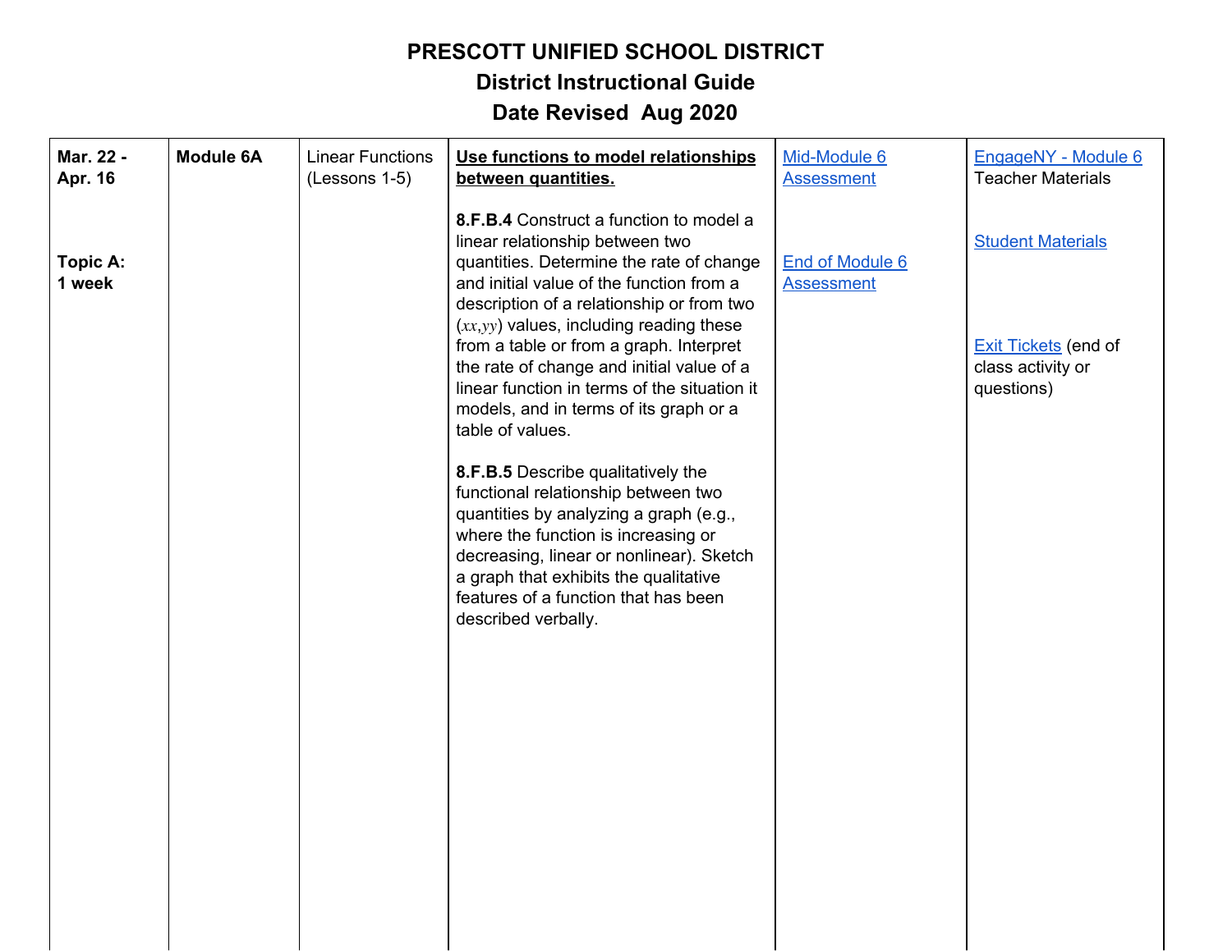# PRESCOTT UNIFIED SCHOOL DISTRICT
## District Instructional Guide
## Date Revised Aug 2020

| | | | | | |
|---|---|---|---|---|---|
| **Mar. 22 - Apr. 16**<br><br>**Topic A: 1 week** | **Module 6A** | Linear Functions (Lessons 1-5) | **Use functions to model relationships between quantities.**<br><br>**8.F.B.4** Construct a function to model a linear relationship between two quantities. Determine the rate of change and initial value of the function from a description of a relationship or from two ($xx$,$yy$) values, including reading these from a table or from a graph. Interpret the rate of change and initial value of a linear function in terms of the situation it models, and in terms of its graph or a table of values.<br><br>**8.F.B.5** Describe qualitatively the functional relationship between two quantities by analyzing a graph (e.g., where the function is increasing or decreasing, linear or nonlinear). Sketch a graph that exhibits the qualitative features of a function that has been described verbally. | Mid-Module 6 Assessment<br><br>End of Module 6 Assessment | EngageNY - Module 6 Teacher Materials<br><br>Student Materials<br><br>Exit Tickets (end of class activity or questions) |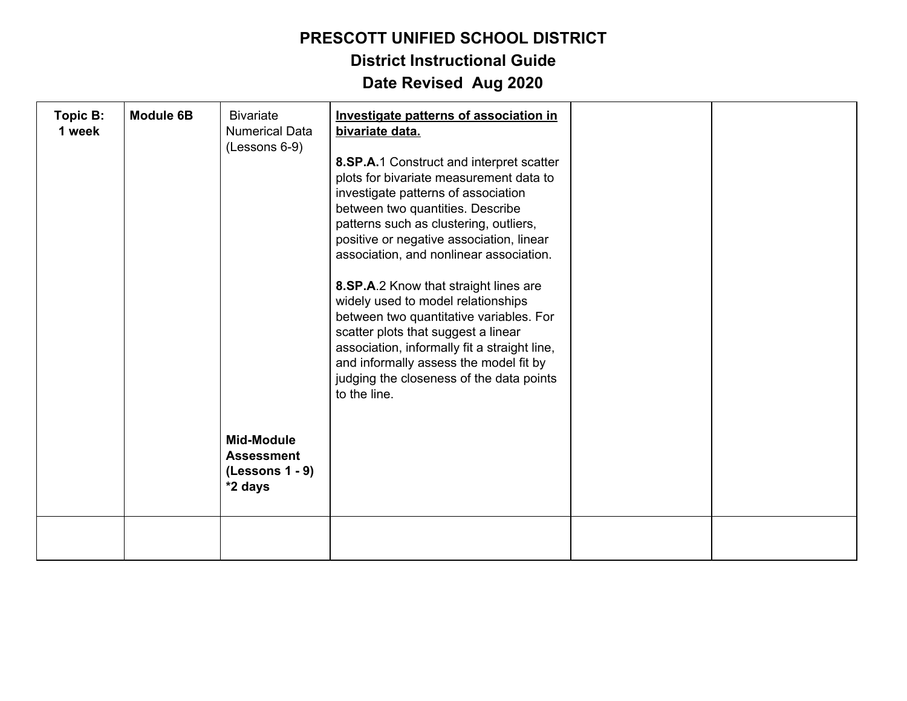# PRESCOTT UNIFIED SCHOOL DISTRICT

## District Instructional Guide

## Date Revised Aug 2020

| | | | | | |
|---|---|---|---|---|---|
| **Topic B: 1 week** | **Module 6B** | Bivariate Numerical Data (Lessons 6-9)<br><br>**Mid-Module Assessment (Lessons 1 - 9) *2 days** | **<u>Investigate patterns of association in bivariate data.</u>**<br><br>**8.SP.A.**1 Construct and interpret scatter plots for bivariate measurement data to investigate patterns of association between two quantities. Describe patterns such as clustering, outliers, positive or negative association, linear association, and nonlinear association.<br><br>**8.SP.A**.2 Know that straight lines are widely used to model relationships between two quantitative variables. For scatter plots that suggest a linear association, informally fit a straight line, and informally assess the model fit by judging the closeness of the data points to the line. | | |
| | | | | | |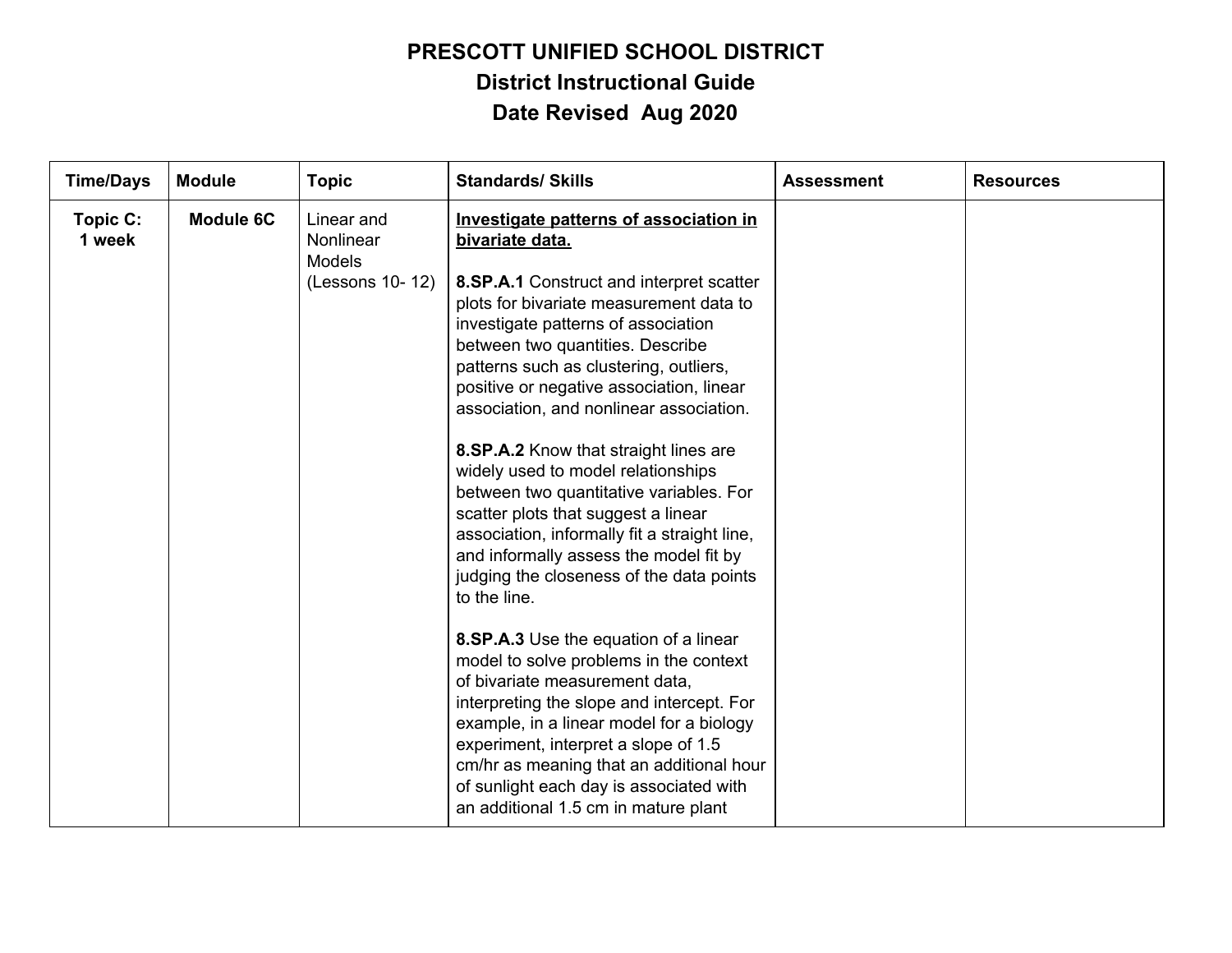**PRESCOTT UNIFIED SCHOOL DISTRICT**
**District Instructional Guide**
**Date Revised Aug 2020**

| Time/Days | Module | Topic | Standards/ Skills | Assessment | Resources |
|---|---|---|---|---|---|
| **Topic C: 1 week** | **Module 6C** | Linear and Nonlinear Models (Lessons 10- 12) | <u>**Investigate patterns of association in bivariate data.**</u><br><br>**8.SP.A.1** Construct and interpret scatter plots for bivariate measurement data to investigate patterns of association between two quantities. Describe patterns such as clustering, outliers, positive or negative association, linear association, and nonlinear association.<br><br>**8.SP.A.2** Know that straight lines are widely used to model relationships between two quantitative variables. For scatter plots that suggest a linear association, informally fit a straight line, and informally assess the model fit by judging the closeness of the data points to the line.<br><br>**8.SP.A.3** Use the equation of a linear model to solve problems in the context of bivariate measurement data, interpreting the slope and intercept. For example, in a linear model for a biology experiment, interpret a slope of 1.5 cm/hr as meaning that an additional hour of sunlight each day is associated with an additional 1.5 cm in mature plant | | |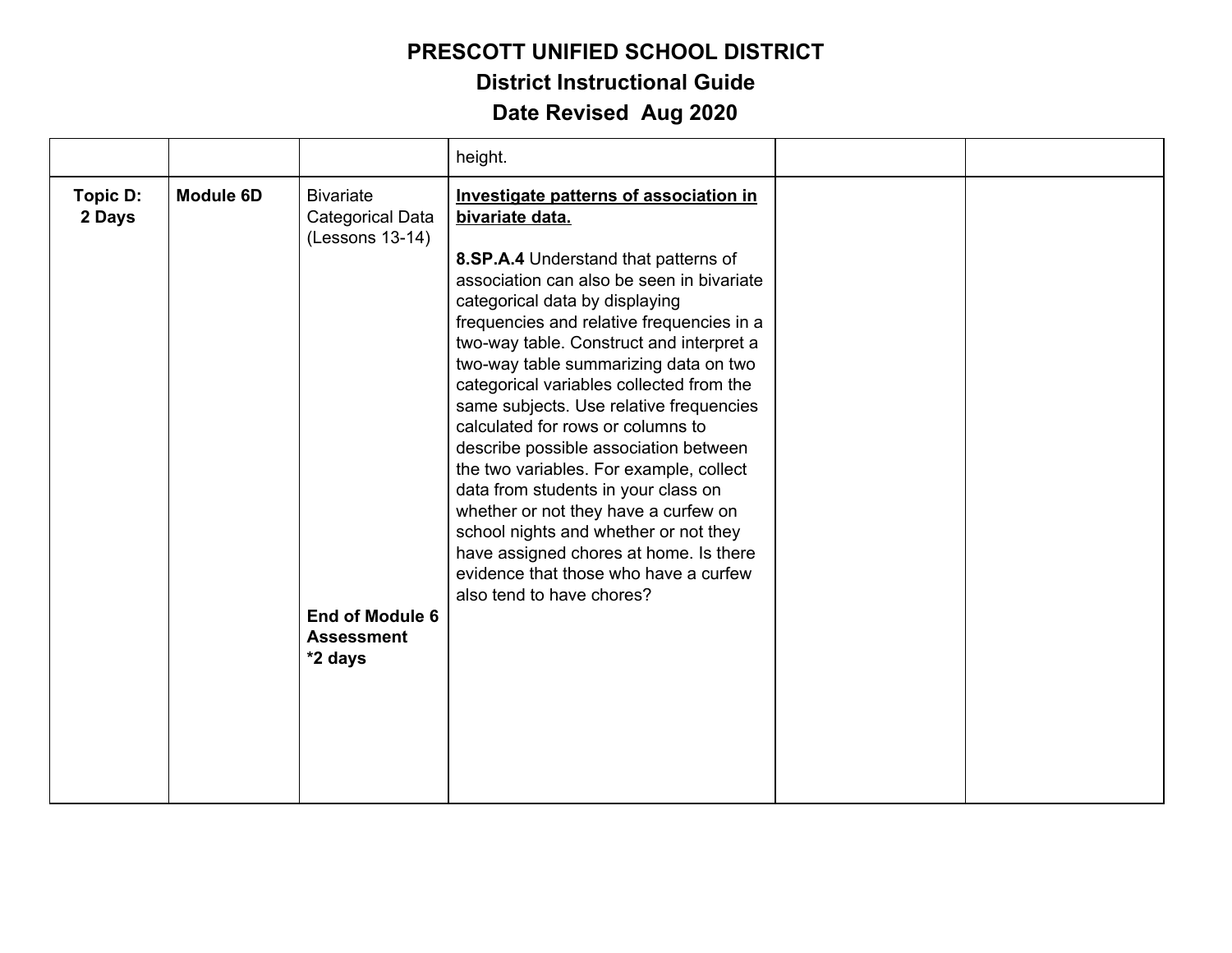# PRESCOTT UNIFIED SCHOOL DISTRICT
## District Instructional Guide
## Date Revised Aug 2020

| | | | | | |
|---|---|---|---|---|---|
| | | | height. | | |
| **Topic D: 2 Days** | **Module 6D** | Bivariate Categorical Data (Lessons 13-14)<br><br>**End of Module 6 Assessment *2 days** | **Investigate patterns of association in bivariate data.**<br><br>**8.SP.A.4** Understand that patterns of association can also be seen in bivariate categorical data by displaying frequencies and relative frequencies in a two-way table. Construct and interpret a two-way table summarizing data on two categorical variables collected from the same subjects. Use relative frequencies calculated for rows or columns to describe possible association between the two variables. For example, collect data from students in your class on whether or not they have a curfew on school nights and whether or not they have assigned chores at home. Is there evidence that those who have a curfew also tend to have chores? | | |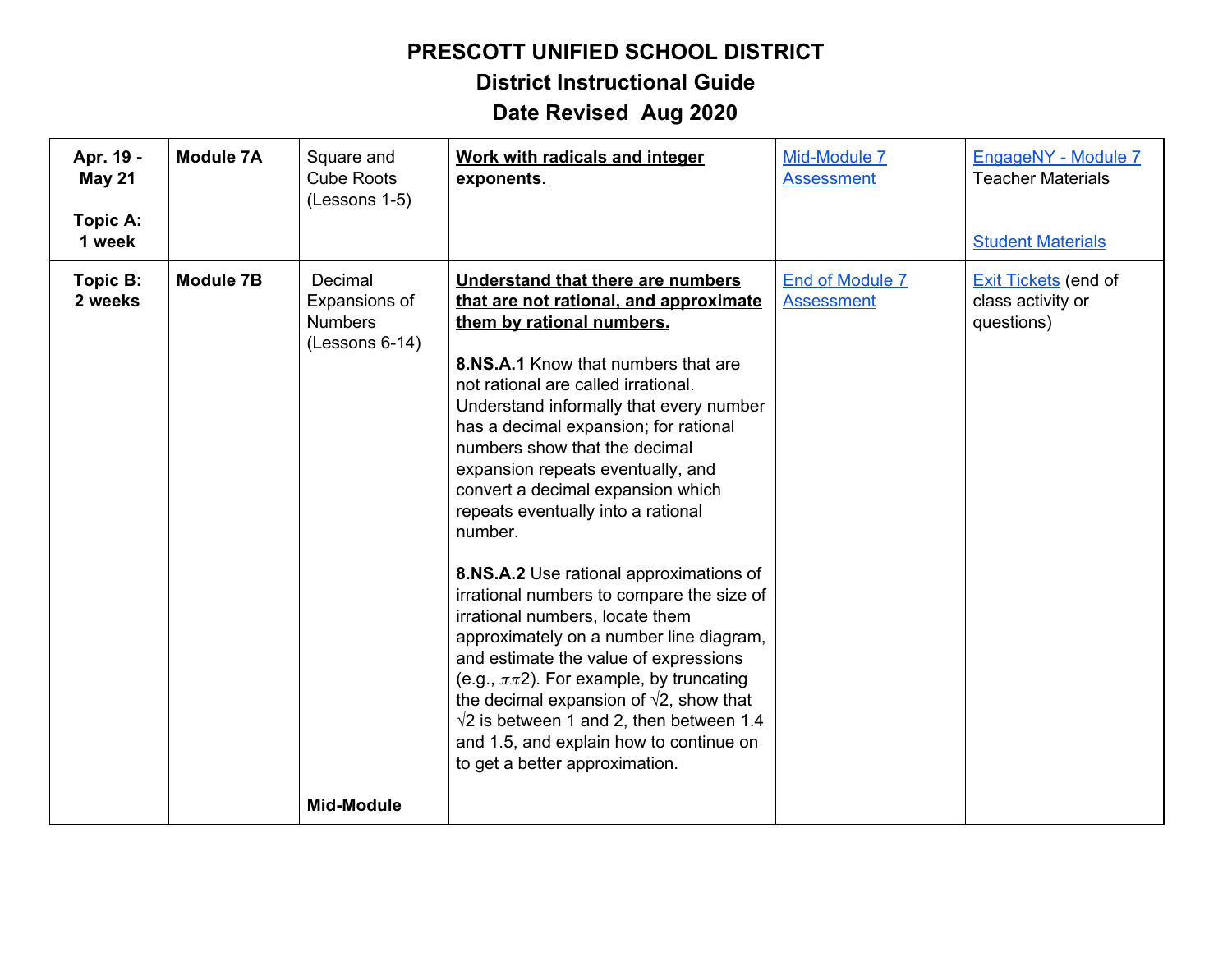# PRESCOTT UNIFIED SCHOOL DISTRICT

## District Instructional Guide

## Date Revised Aug 2020

| | | | | | |
|---|---|---|---|---|---|
| **Apr. 19 - May 21**<br><br>**Topic A: 1 week** | **Module 7A** | Square and Cube Roots (Lessons 1-5) | **Work with radicals and integer exponents.** | Mid-Module 7 Assessment | EngageNY - Module 7 Teacher Materials<br><br>Student Materials |
| **Topic B: 2 weeks** | **Module 7B** | Decimal Expansions of Numbers (Lessons 6-14)<br><br>**Mid-Module** | **Understand that there are numbers that are not rational, and approximate them by rational numbers.**<br><br>**8.NS.A.1** Know that numbers that are not rational are called irrational. Understand informally that every number has a decimal expansion; for rational numbers show that the decimal expansion repeats eventually, and convert a decimal expansion which repeats eventually into a rational number.<br><br>**8.NS.A.2** Use rational approximations of irrational numbers to compare the size of irrational numbers, locate them approximately on a number line diagram, and estimate the value of expressions (e.g., $\pi\pi 2$). For example, by truncating the decimal expansion of √2, show that √2 is between 1 and 2, then between 1.4 and 1.5, and explain how to continue on to get a better approximation. | End of Module 7 Assessment | Exit Tickets (end of class activity or questions) |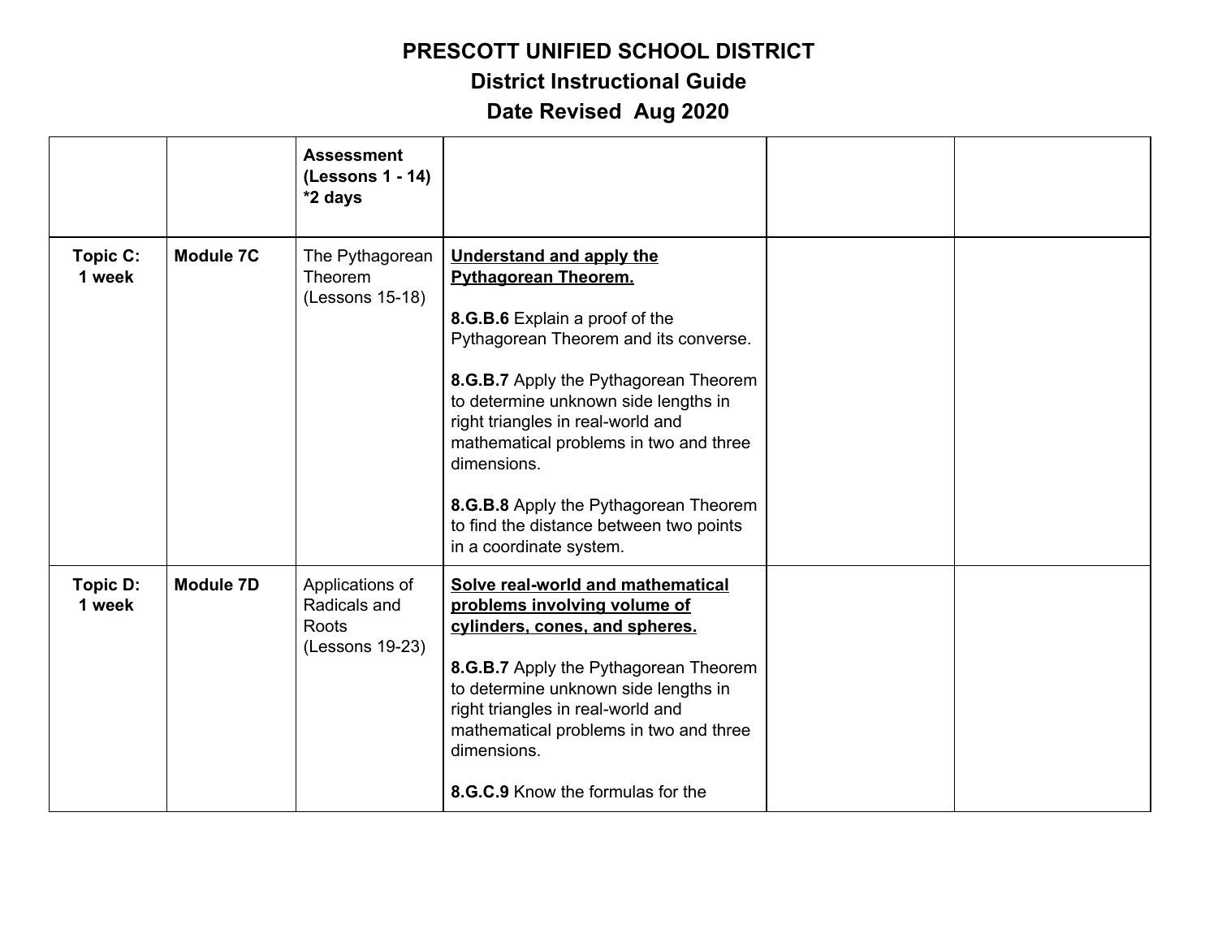# PRESCOTT UNIFIED SCHOOL DISTRICT

## District Instructional Guide

## Date Revised Aug 2020

| | | | | | |
|---|---|---|---|---|---|
| | | **Assessment (Lessons 1 - 14) *2 days** | | | |
| **Topic C: 1 week** | **Module 7C** | The Pythagorean Theorem (Lessons 15-18) | **<u>Understand and apply the Pythagorean Theorem.</u>**<br><br>**8.G.B.6** Explain a proof of the Pythagorean Theorem and its converse.<br><br>**8.G.B.7** Apply the Pythagorean Theorem to determine unknown side lengths in right triangles in real-world and mathematical problems in two and three dimensions.<br><br>**8.G.B.8** Apply the Pythagorean Theorem to find the distance between two points in a coordinate system. | | |
| **Topic D: 1 week** | **Module 7D** | Applications of Radicals and Roots (Lessons 19-23) | **<u>Solve real-world and mathematical problems involving volume of cylinders, cones, and spheres.</u>**<br><br>**8.G.B.7** Apply the Pythagorean Theorem to determine unknown side lengths in right triangles in real-world and mathematical problems in two and three dimensions.<br><br>**8.G.C.9** Know the formulas for the | | |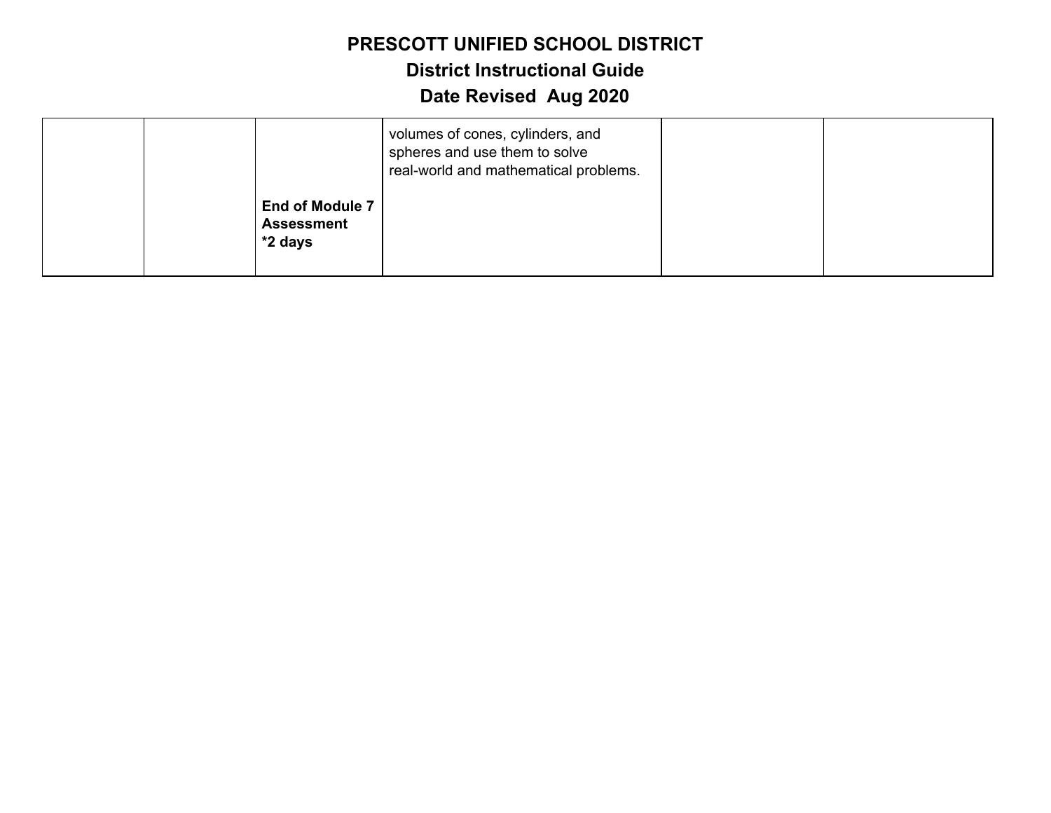| | | | | | |
|---|---|---|---|---|---|
| | | **End of Module 7 Assessment *2 days** | volumes of cones, cylinders, and spheres and use them to solve real-world and mathematical problems. | | |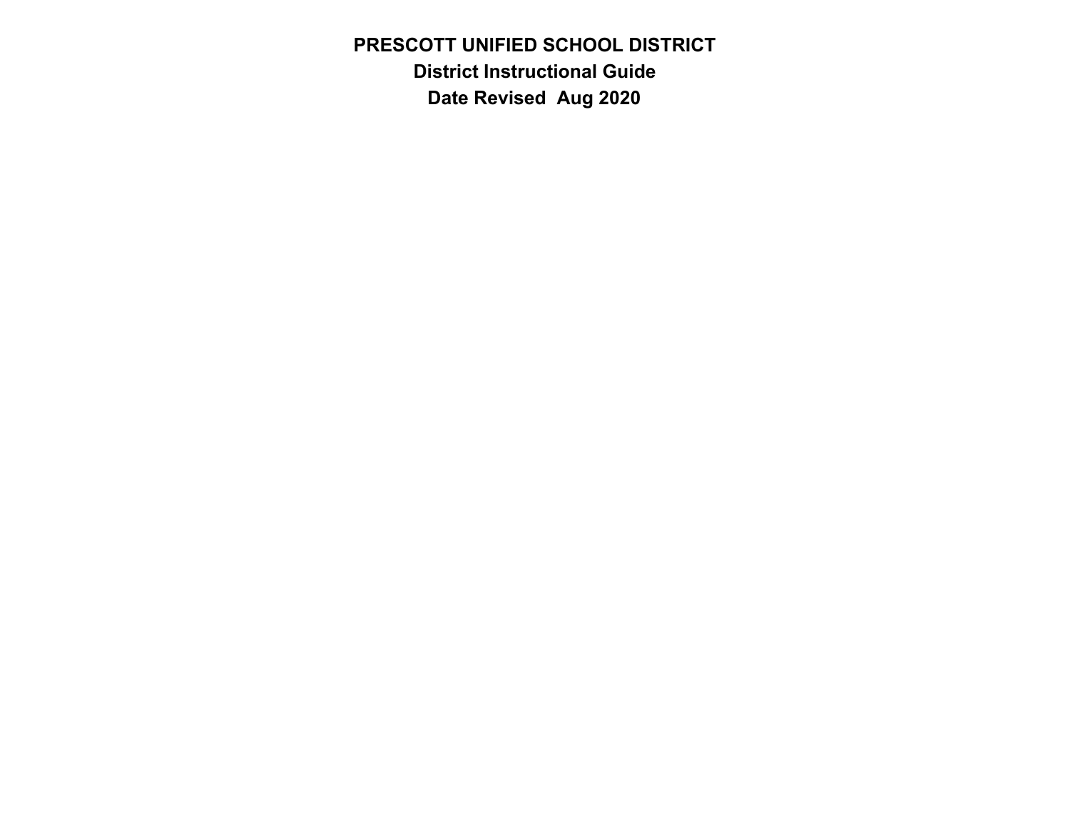**PRESCOTT UNIFIED SCHOOL DISTRICT**

**District Instructional Guide**

**Date Revised Aug 2020**